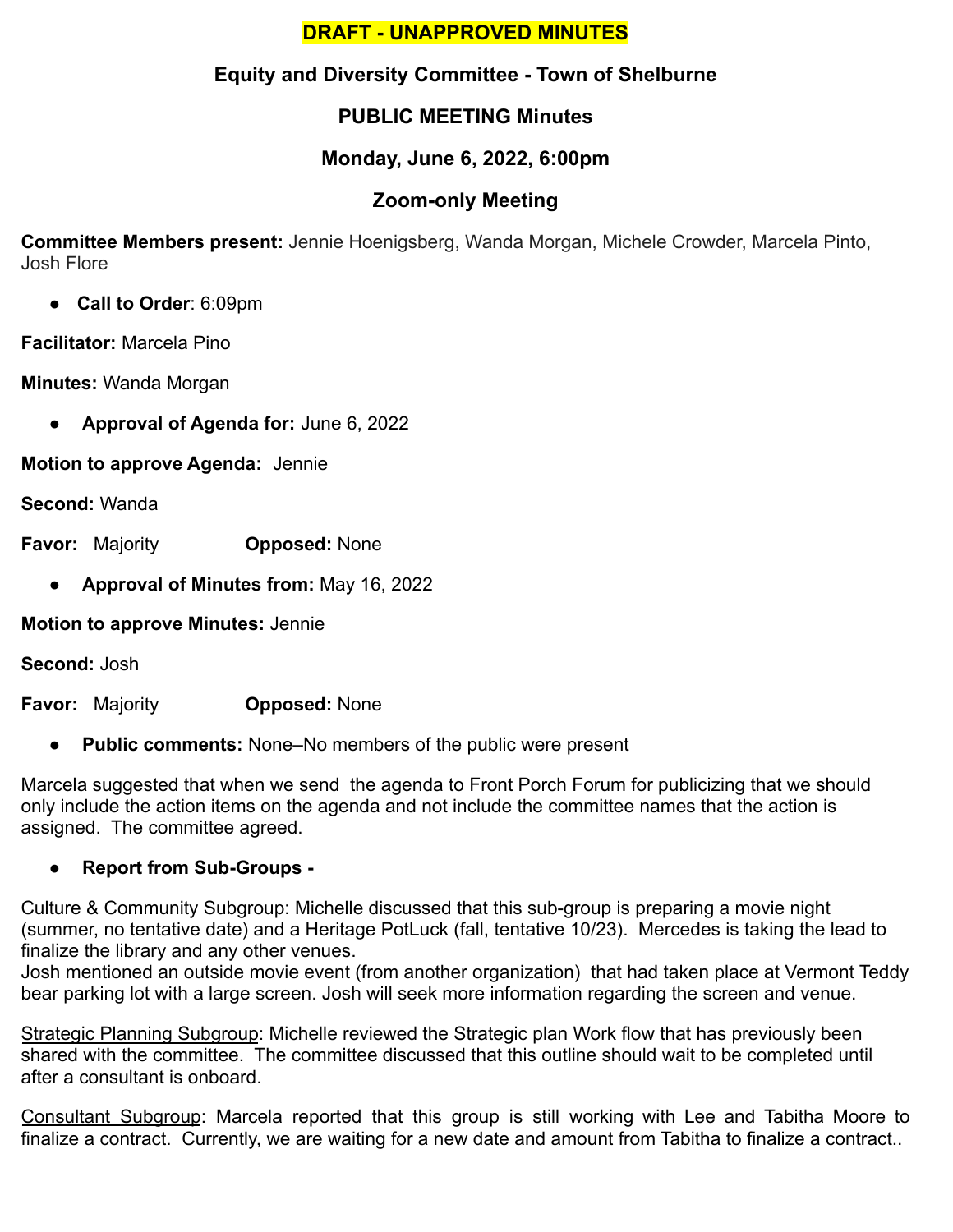**DRAFT - UNAPPROVED MINUTES**

# Equity and Diversity Committee - Town of Shelburne

## PUBLIC MEETING Minutes

## Monday, June 6, 2022, 6:00pm

## Zoom-only Meeting

**Committee Members present:** Jennie Hoenigsberg, Wanda Morgan, Michele Crowder, Marcela Pinto, Josh Flore

- **Call to Order**: 6:09pm

**Facilitator:** Marcela Pino

**Minutes:** Wanda Morgan

- **Approval of Agenda for:** June 6, 2022

**Motion to approve Agenda:** Jennie

**Second:** Wanda

**Favor:** Majority **Opposed:** None

- **Approval of Minutes from:** May 16, 2022

**Motion to approve Minutes:** Jennie

**Second:** Josh

**Favor:** Majority **Opposed:** None

- **Public comments:** None–No members of the public were present

Marcela suggested that when we send the agenda to Front Porch Forum for publicizing that we should only include the action items on the agenda and not include the committee names that the action is assigned. The committee agreed.

- **Report from Sub-Groups -**

Culture & Community Subgroup: Michelle discussed that this sub-group is preparing a movie night (summer, no tentative date) and a Heritage PotLuck (fall, tentative 10/23). Mercedes is taking the lead to finalize the library and any other venues.
Josh mentioned an outside movie event (from another organization) that had taken place at Vermont Teddy bear parking lot with a large screen. Josh will seek more information regarding the screen and venue.

Strategic Planning Subgroup: Michelle reviewed the Strategic plan Work flow that has previously been shared with the committee. The committee discussed that this outline should wait to be completed until after a consultant is onboard.

Consultant Subgroup: Marcela reported that this group is still working with Lee and Tabitha Moore to finalize a contract. Currently, we are waiting for a new date and amount from Tabitha to finalize a contract..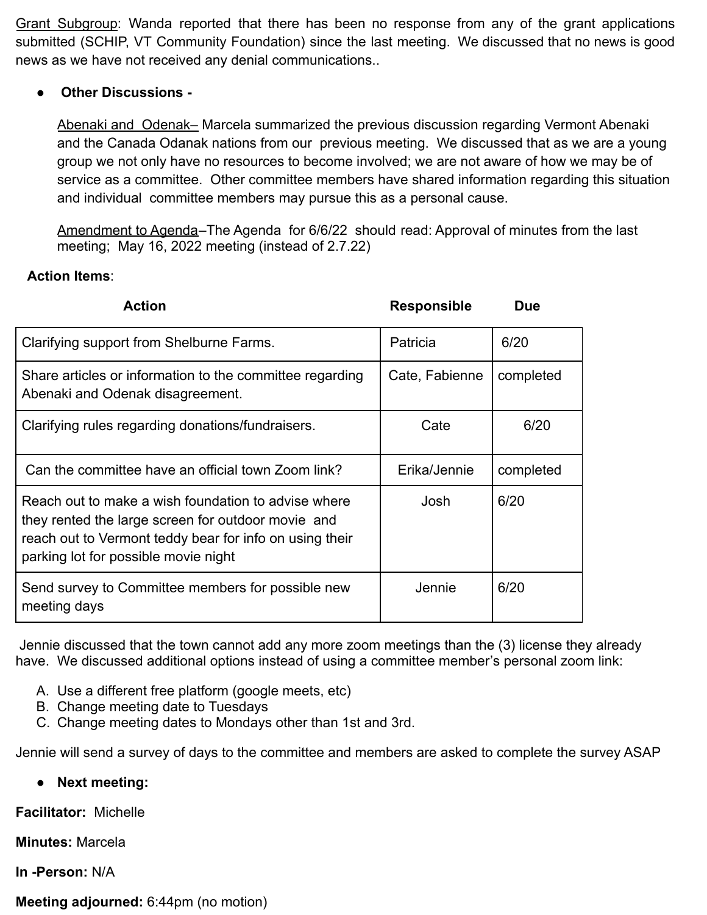Grant Subgroup: Wanda reported that there has been no response from any of the grant applications submitted (SCHIP, VT Community Foundation) since the last meeting. We discussed that no news is good news as we have not received any denial communications..

- **Other Discussions -**

  Abenaki and Odenak– Marcela summarized the previous discussion regarding Vermont Abenaki and the Canada Odanak nations from our previous meeting. We discussed that as we are a young group we not only have no resources to become involved; we are not aware of how we may be of service as a committee. Other committee members have shared information regarding this situation and individual committee members may pursue this as a personal cause.

  Amendment to Agenda–The Agenda for 6/6/22 should read: Approval of minutes from the last meeting; May 16, 2022 meeting (instead of 2.7.22)

**Action Items**:

| Action | Responsible | Due |
|---|---|---|
| Clarifying support from Shelburne Farms. | Patricia | 6/20 |
| Share articles or information to the committee regarding Abenaki and Odenak disagreement. | Cate, Fabienne | completed |
| Clarifying rules regarding donations/fundraisers. | Cate | 6/20 |
| Can the committee have an official town Zoom link? | Erika/Jennie | completed |
| Reach out to make a wish foundation to advise where they rented the large screen for outdoor movie and reach out to Vermont teddy bear for info on using their parking lot for possible movie night | Josh | 6/20 |
| Send survey to Committee members for possible new meeting days | Jennie | 6/20 |

Jennie discussed that the town cannot add any more zoom meetings than the (3) license they already have. We discussed additional options instead of using a committee member's personal zoom link:

A. Use a different free platform (google meets, etc)
B. Change meeting date to Tuesdays
C. Change meeting dates to Mondays other than 1st and 3rd.

Jennie will send a survey of days to the committee and members are asked to complete the survey ASAP

- **Next meeting:**

**Facilitator:** Michelle

**Minutes:** Marcela

**In -Person:** N/A

**Meeting adjourned:** 6:44pm (no motion)